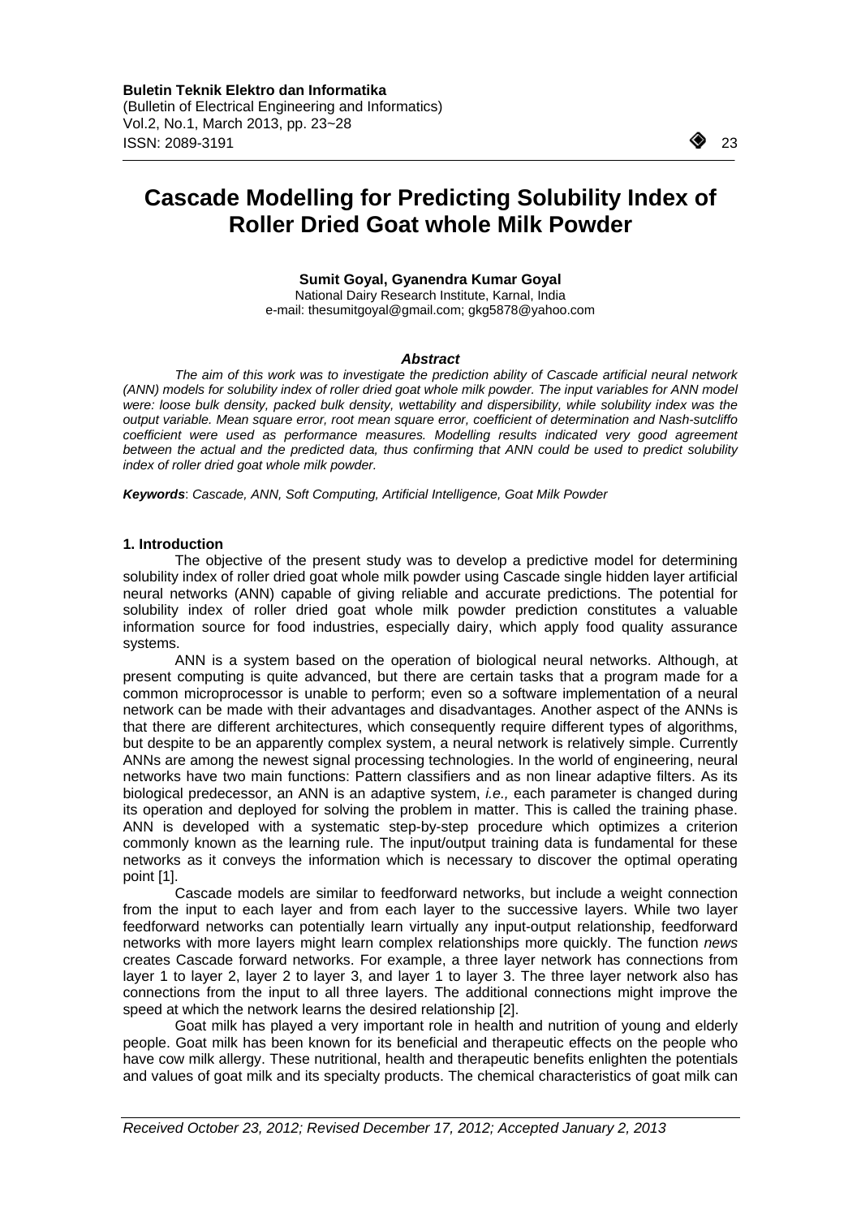# Cascade Modelling for Predicting Solubility Index of Roller Dried Goat whole Milk Powder

**Sumit Goyal, Gyanendra Kumar Goyal**

National Dairy Research Institute, Karnal, India
e-mail: thesumitgoyal@gmail.com; gkg5878@yahoo.com

### *Abstract*

*The aim of this work was to investigate the prediction ability of Cascade artificial neural network (ANN) models for solubility index of roller dried goat whole milk powder. The input variables for ANN model were: loose bulk density, packed bulk density, wettability and dispersibility, while solubility index was the output variable. Mean square error, root mean square error, coefficient of determination and Nash-sutcliffo coefficient were used as performance measures. Modelling results indicated very good agreement between the actual and the predicted data, thus confirming that ANN could be used to predict solubility index of roller dried goat whole milk powder.*

***Keywords***: *Cascade, ANN, Soft Computing, Artificial Intelligence, Goat Milk Powder*

## 1. Introduction

The objective of the present study was to develop a predictive model for determining solubility index of roller dried goat whole milk powder using Cascade single hidden layer artificial neural networks (ANN) capable of giving reliable and accurate predictions. The potential for solubility index of roller dried goat whole milk powder prediction constitutes a valuable information source for food industries, especially dairy, which apply food quality assurance systems.

ANN is a system based on the operation of biological neural networks. Although, at present computing is quite advanced, but there are certain tasks that a program made for a common microprocessor is unable to perform; even so a software implementation of a neural network can be made with their advantages and disadvantages. Another aspect of the ANNs is that there are different architectures, which consequently require different types of algorithms, but despite to be an apparently complex system, a neural network is relatively simple. Currently ANNs are among the newest signal processing technologies. In the world of engineering, neural networks have two main functions: Pattern classifiers and as non linear adaptive filters. As its biological predecessor, an ANN is an adaptive system, *i.e.,* each parameter is changed during its operation and deployed for solving the problem in matter. This is called the training phase. ANN is developed with a systematic step-by-step procedure which optimizes a criterion commonly known as the learning rule. The input/output training data is fundamental for these networks as it conveys the information which is necessary to discover the optimal operating point [1].

Cascade models are similar to feedforward networks, but include a weight connection from the input to each layer and from each layer to the successive layers. While two layer feedforward networks can potentially learn virtually any input-output relationship, feedforward networks with more layers might learn complex relationships more quickly. The function *news* creates Cascade forward networks. For example, a three layer network has connections from layer 1 to layer 2, layer 2 to layer 3, and layer 1 to layer 3. The three layer network also has connections from the input to all three layers. The additional connections might improve the speed at which the network learns the desired relationship [2].

Goat milk has played a very important role in health and nutrition of young and elderly people. Goat milk has been known for its beneficial and therapeutic effects on the people who have cow milk allergy. These nutritional, health and therapeutic benefits enlighten the potentials and values of goat milk and its specialty products. The chemical characteristics of goat milk can

*Received October 23, 2012; Revised December 17, 2012; Accepted January 2, 2013*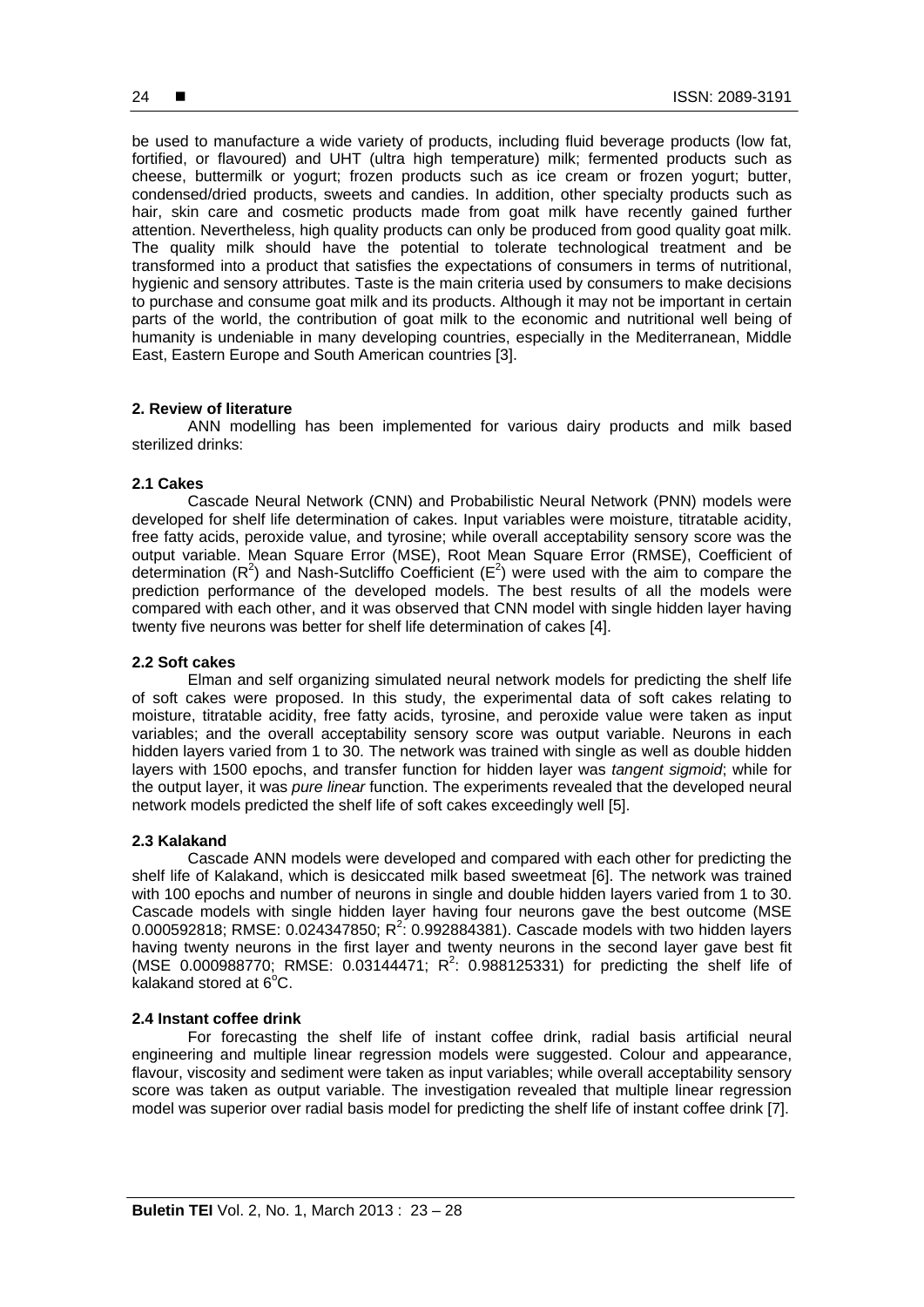be used to manufacture a wide variety of products, including fluid beverage products (low fat, fortified, or flavoured) and UHT (ultra high temperature) milk; fermented products such as cheese, buttermilk or yogurt; frozen products such as ice cream or frozen yogurt; butter, condensed/dried products, sweets and candies. In addition, other specialty products such as hair, skin care and cosmetic products made from goat milk have recently gained further attention. Nevertheless, high quality products can only be produced from good quality goat milk. The quality milk should have the potential to tolerate technological treatment and be transformed into a product that satisfies the expectations of consumers in terms of nutritional, hygienic and sensory attributes. Taste is the main criteria used by consumers to make decisions to purchase and consume goat milk and its products. Although it may not be important in certain parts of the world, the contribution of goat milk to the economic and nutritional well being of humanity is undeniable in many developing countries, especially in the Mediterranean, Middle East, Eastern Europe and South American countries [3].

## 2. Review of literature

ANN modelling has been implemented for various dairy products and milk based sterilized drinks:

### 2.1 Cakes

Cascade Neural Network (CNN) and Probabilistic Neural Network (PNN) models were developed for shelf life determination of cakes. Input variables were moisture, titratable acidity, free fatty acids, peroxide value, and tyrosine; while overall acceptability sensory score was the output variable. Mean Square Error (MSE), Root Mean Square Error (RMSE), Coefficient of determination ($R^2$) and Nash-Sutcliffo Coefficient ($E^2$) were used with the aim to compare the prediction performance of the developed models. The best results of all the models were compared with each other, and it was observed that CNN model with single hidden layer having twenty five neurons was better for shelf life determination of cakes [4].

### 2.2 Soft cakes

Elman and self organizing simulated neural network models for predicting the shelf life of soft cakes were proposed. In this study, the experimental data of soft cakes relating to moisture, titratable acidity, free fatty acids, tyrosine, and peroxide value were taken as input variables; and the overall acceptability sensory score was output variable. Neurons in each hidden layers varied from 1 to 30. The network was trained with single as well as double hidden layers with 1500 epochs, and transfer function for hidden layer was *tangent sigmoid*; while for the output layer, it was *pure linear* function. The experiments revealed that the developed neural network models predicted the shelf life of soft cakes exceedingly well [5].

### 2.3 Kalakand

Cascade ANN models were developed and compared with each other for predicting the shelf life of Kalakand, which is desiccated milk based sweetmeat [6]. The network was trained with 100 epochs and number of neurons in single and double hidden layers varied from 1 to 30. Cascade models with single hidden layer having four neurons gave the best outcome (MSE 0.000592818; RMSE: 0.024347850; $R^2$: 0.992884381). Cascade models with two hidden layers having twenty neurons in the first layer and twenty neurons in the second layer gave best fit (MSE 0.000988770; RMSE: 0.03144471; $R^2$: 0.988125331) for predicting the shelf life of kalakand stored at $6^{o}$C.

### 2.4 Instant coffee drink

For forecasting the shelf life of instant coffee drink, radial basis artificial neural engineering and multiple linear regression models were suggested. Colour and appearance, flavour, viscosity and sediment were taken as input variables; while overall acceptability sensory score was taken as output variable. The investigation revealed that multiple linear regression model was superior over radial basis model for predicting the shelf life of instant coffee drink [7].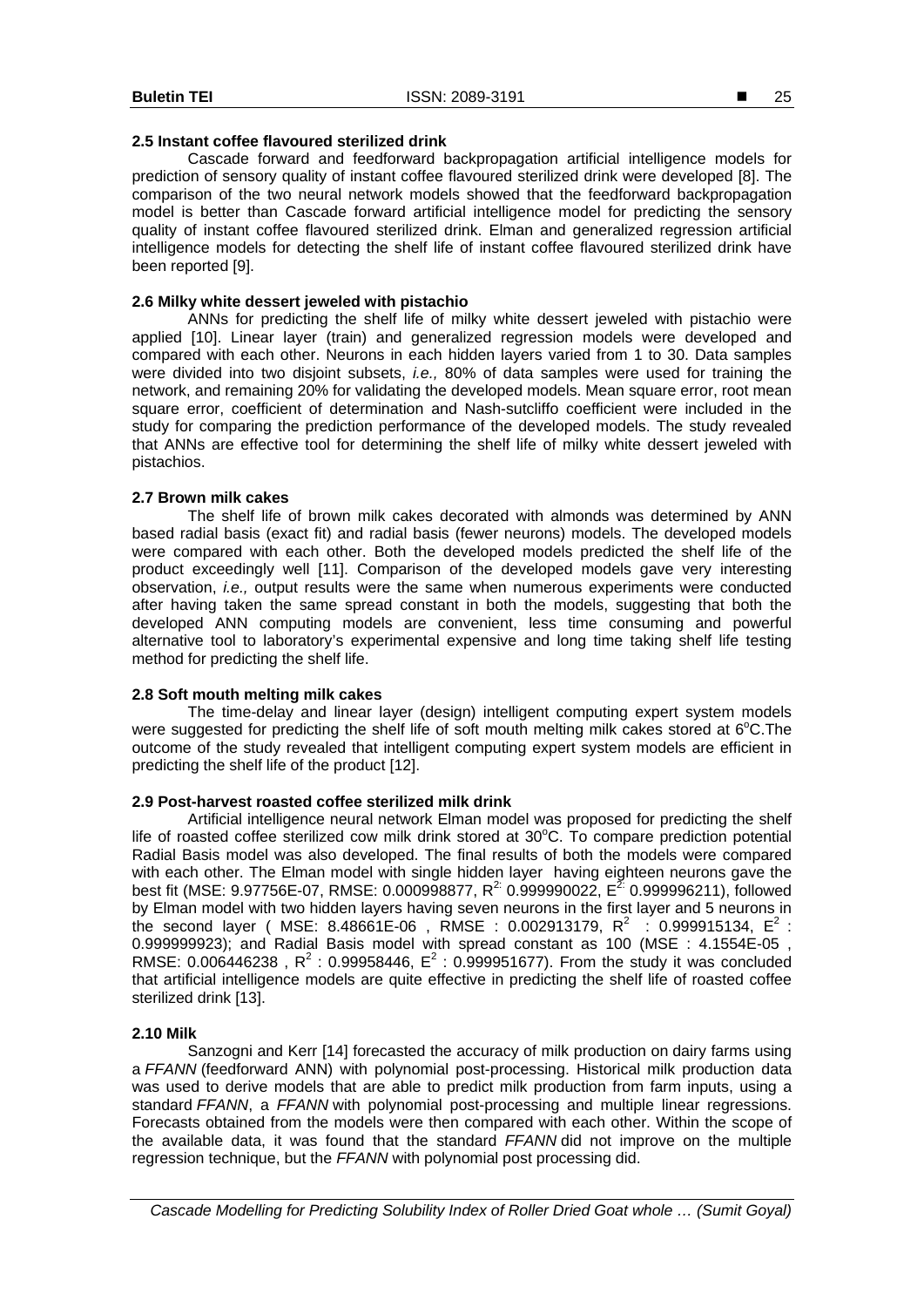### 2.5 Instant coffee flavoured sterilized drink

Cascade forward and feedforward backpropagation artificial intelligence models for prediction of sensory quality of instant coffee flavoured sterilized drink were developed [8]. The comparison of the two neural network models showed that the feedforward backpropagation model is better than Cascade forward artificial intelligence model for predicting the sensory quality of instant coffee flavoured sterilized drink. Elman and generalized regression artificial intelligence models for detecting the shelf life of instant coffee flavoured sterilized drink have been reported [9].

### 2.6 Milky white dessert jeweled with pistachio

ANNs for predicting the shelf life of milky white dessert jeweled with pistachio were applied [10]. Linear layer (train) and generalized regression models were developed and compared with each other. Neurons in each hidden layers varied from 1 to 30. Data samples were divided into two disjoint subsets, *i.e.,* 80% of data samples were used for training the network, and remaining 20% for validating the developed models. Mean square error, root mean square error, coefficient of determination and Nash-sutcliffo coefficient were included in the study for comparing the prediction performance of the developed models. The study revealed that ANNs are effective tool for determining the shelf life of milky white dessert jeweled with pistachios.

### 2.7 Brown milk cakes

The shelf life of brown milk cakes decorated with almonds was determined by ANN based radial basis (exact fit) and radial basis (fewer neurons) models. The developed models were compared with each other. Both the developed models predicted the shelf life of the product exceedingly well [11]. Comparison of the developed models gave very interesting observation, *i.e.,* output results were the same when numerous experiments were conducted after having taken the same spread constant in both the models, suggesting that both the developed ANN computing models are convenient, less time consuming and powerful alternative tool to laboratory's experimental expensive and long time taking shelf life testing method for predicting the shelf life.

### 2.8 Soft mouth melting milk cakes

The time-delay and linear layer (design) intelligent computing expert system models were suggested for predicting the shelf life of soft mouth melting milk cakes stored at $6^{o}$C.The outcome of the study revealed that intelligent computing expert system models are efficient in predicting the shelf life of the product [12].

### 2.9 Post-harvest roasted coffee sterilized milk drink

Artificial intelligence neural network Elman model was proposed for predicting the shelf life of roasted coffee sterilized cow milk drink stored at $30^{o}$C. To compare prediction potential Radial Basis model was also developed. The final results of both the models were compared with each other. The Elman model with single hidden layer having eighteen neurons gave the best fit (MSE: 9.97756E-07, RMSE: 0.000998877, $R^{2:}$ 0.999990022, $E^{2:}$ 0.999996211), followed by Elman model with two hidden layers having seven neurons in the first layer and 5 neurons in the second layer ( MSE: 8.48661E-06 , RMSE : 0.002913179, $R^2$ : 0.999915134, $E^2$ : 0.999999923); and Radial Basis model with spread constant as 100 (MSE : 4.1554E-05 , RMSE: 0.006446238 , $R^2$ : 0.99958446, $E^2$ : 0.999951677). From the study it was concluded that artificial intelligence models are quite effective in predicting the shelf life of roasted coffee sterilized drink [13].

### 2.10 Milk

Sanzogni and Kerr [14] forecasted the accuracy of milk production on dairy farms using a *FFANN* (feedforward ANN) with polynomial post-processing. Historical milk production data was used to derive models that are able to predict milk production from farm inputs, using a standard *FFANN*, a *FFANN* with polynomial post-processing and multiple linear regressions. Forecasts obtained from the models were then compared with each other. Within the scope of the available data, it was found that the standard *FFANN* did not improve on the multiple regression technique, but the *FFANN* with polynomial post processing did.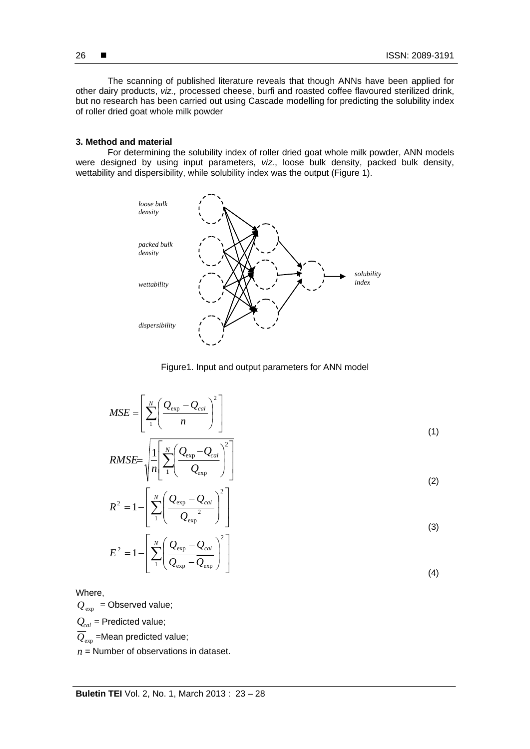The scanning of published literature reveals that though ANNs have been applied for other dairy products, *viz.,* processed cheese, burfi and roasted coffee flavoured sterilized drink, but no research has been carried out using Cascade modelling for predicting the solubility index of roller dried goat whole milk powder

### 3. Method and material

For determining the solubility index of roller dried goat whole milk powder, ANN models were designed by using input parameters, *viz.*, loose bulk density, packed bulk density, wettability and dispersibility, while solubility index was the output (Figure 1).

Figure1. Input and output parameters for ANN model

$$MSE = \left[ \sum_{1}^{N} \left( \frac{Q_{\exp} - Q_{cal}}{n} \right)^2 \right] \tag{1}$$

$$RMSE = \sqrt{\frac{1}{n} \left[ \sum_{1}^{N} \left( \frac{Q_{\exp} - Q_{cal}}{Q_{\exp}} \right)^2 \right]} \tag{2}$$

$$R^2 = 1 - \left[ \sum_{1}^{N} \left( \frac{Q_{\exp} - Q_{cal}}{Q_{\exp}^{\;2}} \right)^2 \right] \tag{3}$$

$$E^2 = 1 - \left[ \sum_{1}^{N} \left( \frac{Q_{\exp} - Q_{cal}}{Q_{\exp} - \overline{Q_{\exp}}} \right)^2 \right] \tag{4}$$

Where,

$Q_{\exp}$ = Observed value;

$Q_{cal}$ = Predicted value;

$\overline{Q}_{\exp}$ =Mean predicted value;

$n$ = Number of observations in dataset.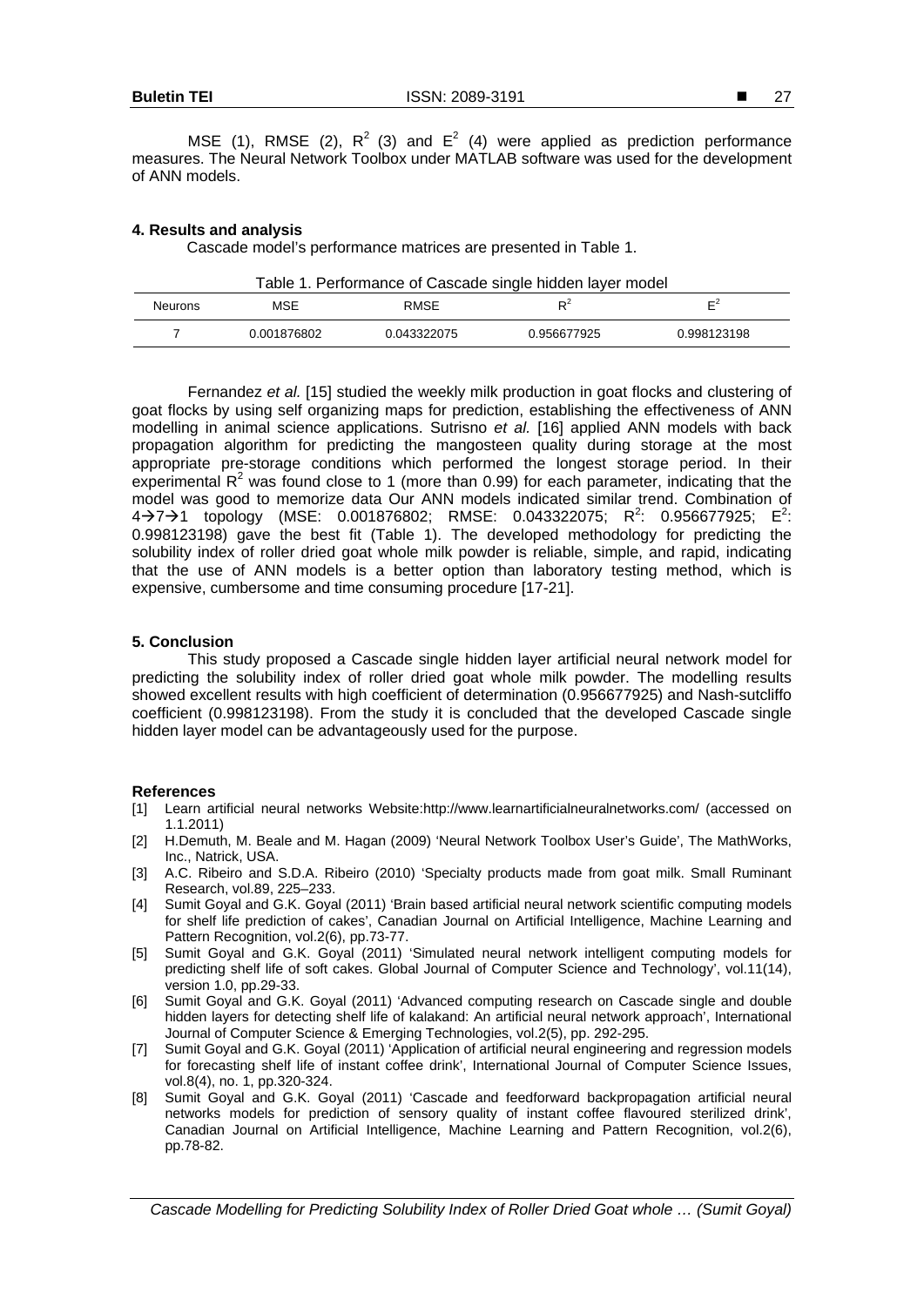MSE (1), RMSE (2), $R^2$ (3) and $E^2$ (4) were applied as prediction performance measures. The Neural Network Toolbox under MATLAB software was used for the development of ANN models.

## 4. Results and analysis

Cascade model's performance matrices are presented in Table 1.

Table 1. Performance of Cascade single hidden layer model

| Neurons | MSE | RMSE | $R^2$ | $E^2$ |
|---|---|---|---|---|
| 7 | 0.001876802 | 0.043322075 | 0.956677925 | 0.998123198 |

Fernandez *et al.* [15] studied the weekly milk production in goat flocks and clustering of goat flocks by using self organizing maps for prediction, establishing the effectiveness of ANN modelling in animal science applications. Sutrisno *et al.* [16] applied ANN models with back propagation algorithm for predicting the mangosteen quality during storage at the most appropriate pre-storage conditions which performed the longest storage period. In their experimental $R^2$ was found close to 1 (more than 0.99) for each parameter, indicating that the model was good to memorize data Our ANN models indicated similar trend. Combination of $4 \rightarrow 7 \rightarrow 1$ topology (MSE: 0.001876802; RMSE: 0.043322075; $R^2$: 0.956677925; $E^2$: 0.998123198) gave the best fit (Table 1). The developed methodology for predicting the solubility index of roller dried goat whole milk powder is reliable, simple, and rapid, indicating that the use of ANN models is a better option than laboratory testing method, which is expensive, cumbersome and time consuming procedure [17-21].

## 5. Conclusion

This study proposed a Cascade single hidden layer artificial neural network model for predicting the solubility index of roller dried goat whole milk powder. The modelling results showed excellent results with high coefficient of determination (0.956677925) and Nash-sutcliffo coefficient (0.998123198). From the study it is concluded that the developed Cascade single hidden layer model can be advantageously used for the purpose.

## References

[1] Learn artificial neural networks Website:http://www.learnartificialneuralnetworks.com/ (accessed on 1.1.2011)

[2] H.Demuth, M. Beale and M. Hagan (2009) 'Neural Network Toolbox User's Guide', The MathWorks, Inc., Natrick, USA.

[3] A.C. Ribeiro and S.D.A. Ribeiro (2010) 'Specialty products made from goat milk. Small Ruminant Research, vol.89, 225–233.

[4] Sumit Goyal and G.K. Goyal (2011) 'Brain based artificial neural network scientific computing models for shelf life prediction of cakes', Canadian Journal on Artificial Intelligence, Machine Learning and Pattern Recognition, vol.2(6), pp.73-77.

[5] Sumit Goyal and G.K. Goyal (2011) 'Simulated neural network intelligent computing models for predicting shelf life of soft cakes. Global Journal of Computer Science and Technology', vol.11(14), version 1.0, pp.29-33.

[6] Sumit Goyal and G.K. Goyal (2011) 'Advanced computing research on Cascade single and double hidden layers for detecting shelf life of kalakand: An artificial neural network approach', International Journal of Computer Science & Emerging Technologies, vol.2(5), pp. 292-295.

[7] Sumit Goyal and G.K. Goyal (2011) 'Application of artificial neural engineering and regression models for forecasting shelf life of instant coffee drink', International Journal of Computer Science Issues, vol.8(4), no. 1, pp.320-324.

[8] Sumit Goyal and G.K. Goyal (2011) 'Cascade and feedforward backpropagation artificial neural networks models for prediction of sensory quality of instant coffee flavoured sterilized drink', Canadian Journal on Artificial Intelligence, Machine Learning and Pattern Recognition, vol.2(6), pp.78-82.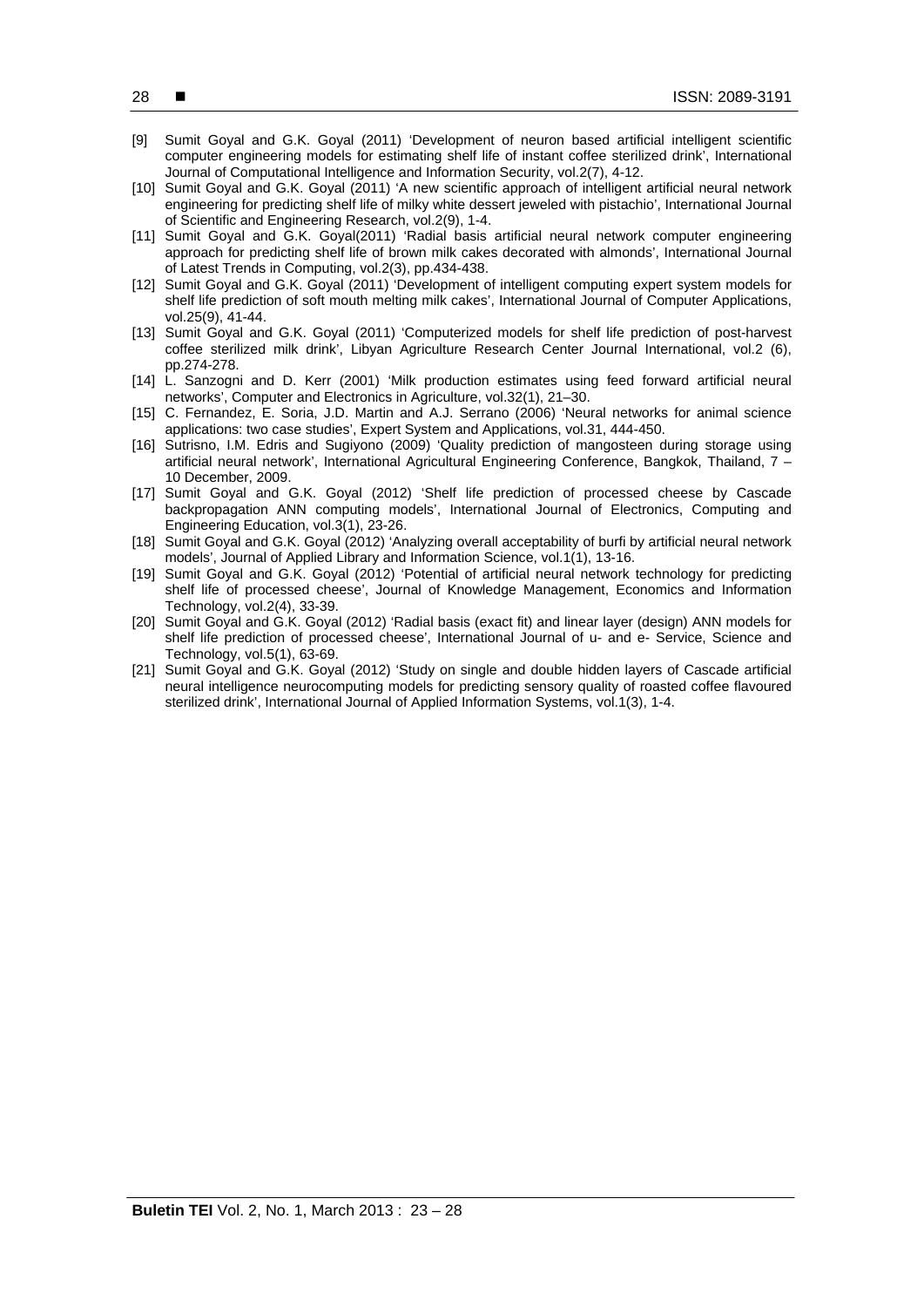[9] Sumit Goyal and G.K. Goyal (2011) 'Development of neuron based artificial intelligent scientific computer engineering models for estimating shelf life of instant coffee sterilized drink', International Journal of Computational Intelligence and Information Security, vol.2(7), 4-12.

[10] Sumit Goyal and G.K. Goyal (2011) 'A new scientific approach of intelligent artificial neural network engineering for predicting shelf life of milky white dessert jeweled with pistachio', International Journal of Scientific and Engineering Research, vol.2(9), 1-4.

[11] Sumit Goyal and G.K. Goyal(2011) 'Radial basis artificial neural network computer engineering approach for predicting shelf life of brown milk cakes decorated with almonds', International Journal of Latest Trends in Computing, vol.2(3), pp.434-438.

[12] Sumit Goyal and G.K. Goyal (2011) 'Development of intelligent computing expert system models for shelf life prediction of soft mouth melting milk cakes', International Journal of Computer Applications, vol.25(9), 41-44.

[13] Sumit Goyal and G.K. Goyal (2011) 'Computerized models for shelf life prediction of post-harvest coffee sterilized milk drink', Libyan Agriculture Research Center Journal International, vol.2 (6), pp.274-278.

[14] L. Sanzogni and D. Kerr (2001) 'Milk production estimates using feed forward artificial neural networks', Computer and Electronics in Agriculture, vol.32(1), 21–30.

[15] C. Fernandez, E. Soria, J.D. Martin and A.J. Serrano (2006) 'Neural networks for animal science applications: two case studies', Expert System and Applications, vol.31, 444-450.

[16] Sutrisno, I.M. Edris and Sugiyono (2009) 'Quality prediction of mangosteen during storage using artificial neural network', International Agricultural Engineering Conference, Bangkok, Thailand, 7 – 10 December, 2009.

[17] Sumit Goyal and G.K. Goyal (2012) 'Shelf life prediction of processed cheese by Cascade backpropagation ANN computing models', International Journal of Electronics, Computing and Engineering Education, vol.3(1), 23-26.

[18] Sumit Goyal and G.K. Goyal (2012) 'Analyzing overall acceptability of burfi by artificial neural network models', Journal of Applied Library and Information Science, vol.1(1), 13-16.

[19] Sumit Goyal and G.K. Goyal (2012) 'Potential of artificial neural network technology for predicting shelf life of processed cheese', Journal of Knowledge Management, Economics and Information Technology, vol.2(4), 33-39.

[20] Sumit Goyal and G.K. Goyal (2012) 'Radial basis (exact fit) and linear layer (design) ANN models for shelf life prediction of processed cheese', International Journal of u- and e- Service, Science and Technology, vol.5(1), 63-69.

[21] Sumit Goyal and G.K. Goyal (2012) 'Study on single and double hidden layers of Cascade artificial neural intelligence neurocomputing models for predicting sensory quality of roasted coffee flavoured sterilized drink', International Journal of Applied Information Systems, vol.1(3), 1-4.